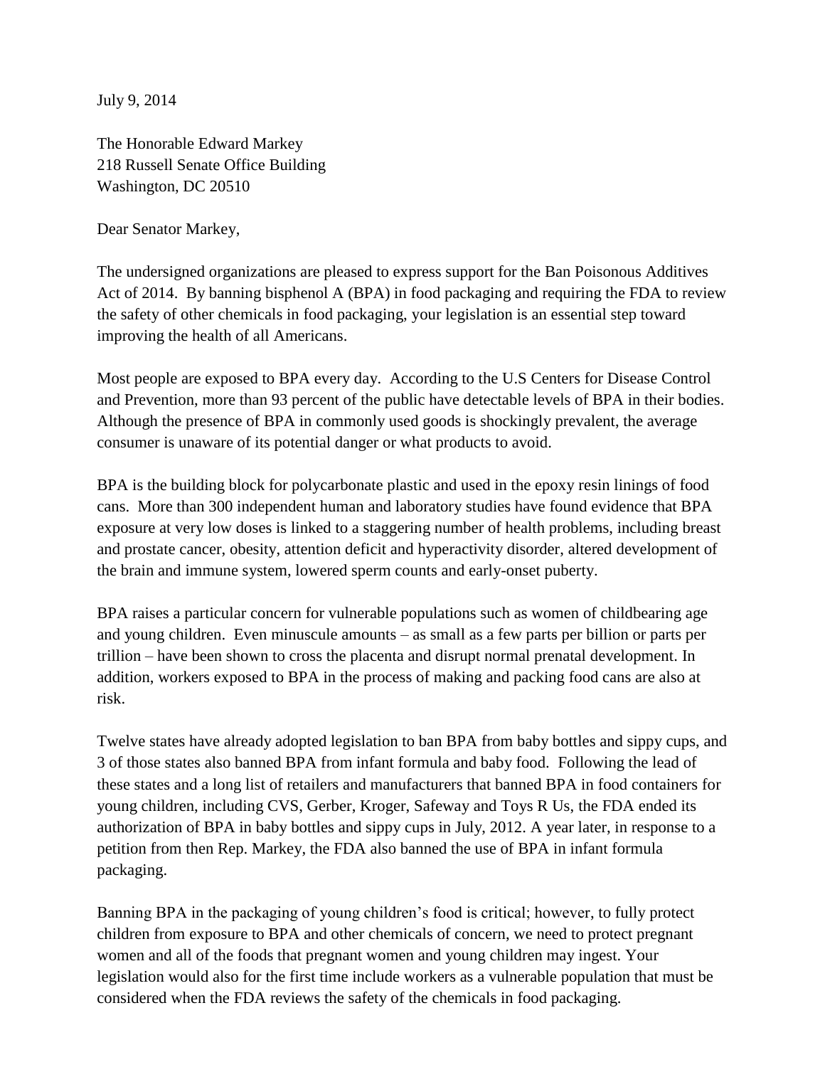July 9, 2014

The Honorable Edward Markey
218 Russell Senate Office Building
Washington, DC 20510

Dear Senator Markey,

The undersigned organizations are pleased to express support for the Ban Poisonous Additives Act of 2014. By banning bisphenol A (BPA) in food packaging and requiring the FDA to review the safety of other chemicals in food packaging, your legislation is an essential step toward improving the health of all Americans.

Most people are exposed to BPA every day. According to the U.S Centers for Disease Control and Prevention, more than 93 percent of the public have detectable levels of BPA in their bodies. Although the presence of BPA in commonly used goods is shockingly prevalent, the average consumer is unaware of its potential danger or what products to avoid.

BPA is the building block for polycarbonate plastic and used in the epoxy resin linings of food cans. More than 300 independent human and laboratory studies have found evidence that BPA exposure at very low doses is linked to a staggering number of health problems, including breast and prostate cancer, obesity, attention deficit and hyperactivity disorder, altered development of the brain and immune system, lowered sperm counts and early-onset puberty.

BPA raises a particular concern for vulnerable populations such as women of childbearing age and young children. Even minuscule amounts – as small as a few parts per billion or parts per trillion – have been shown to cross the placenta and disrupt normal prenatal development. In addition, workers exposed to BPA in the process of making and packing food cans are also at risk.

Twelve states have already adopted legislation to ban BPA from baby bottles and sippy cups, and 3 of those states also banned BPA from infant formula and baby food. Following the lead of these states and a long list of retailers and manufacturers that banned BPA in food containers for young children, including CVS, Gerber, Kroger, Safeway and Toys R Us, the FDA ended its authorization of BPA in baby bottles and sippy cups in July, 2012. A year later, in response to a petition from then Rep. Markey, the FDA also banned the use of BPA in infant formula packaging.

Banning BPA in the packaging of young children's food is critical; however, to fully protect children from exposure to BPA and other chemicals of concern, we need to protect pregnant women and all of the foods that pregnant women and young children may ingest. Your legislation would also for the first time include workers as a vulnerable population that must be considered when the FDA reviews the safety of the chemicals in food packaging.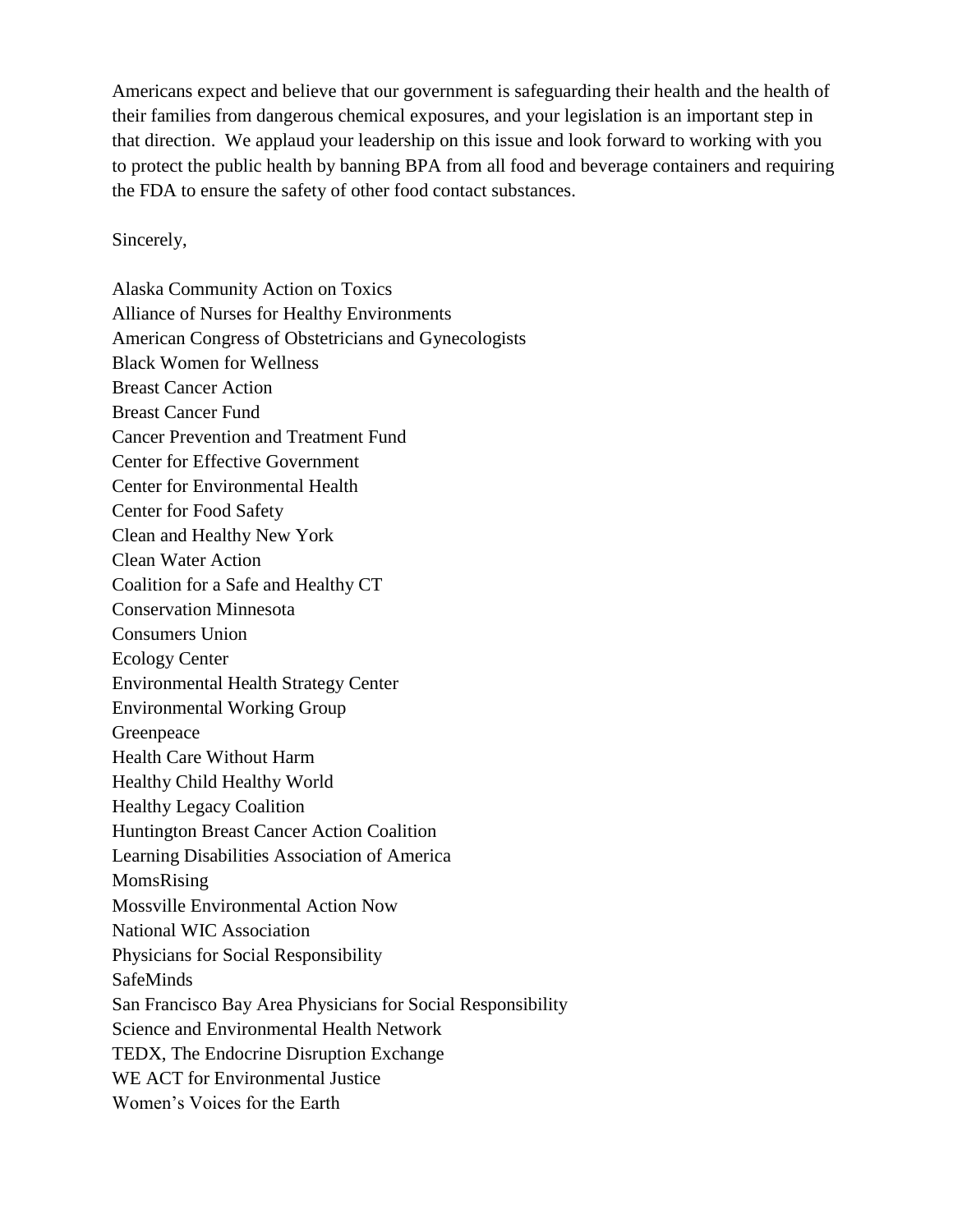Americans expect and believe that our government is safeguarding their health and the health of their families from dangerous chemical exposures, and your legislation is an important step in that direction. We applaud your leadership on this issue and look forward to working with you to protect the public health by banning BPA from all food and beverage containers and requiring the FDA to ensure the safety of other food contact substances.

Sincerely,

Alaska Community Action on Toxics
Alliance of Nurses for Healthy Environments
American Congress of Obstetricians and Gynecologists
Black Women for Wellness
Breast Cancer Action
Breast Cancer Fund
Cancer Prevention and Treatment Fund
Center for Effective Government
Center for Environmental Health
Center for Food Safety
Clean and Healthy New York
Clean Water Action
Coalition for a Safe and Healthy CT
Conservation Minnesota
Consumers Union
Ecology Center
Environmental Health Strategy Center
Environmental Working Group
Greenpeace
Health Care Without Harm
Healthy Child Healthy World
Healthy Legacy Coalition
Huntington Breast Cancer Action Coalition
Learning Disabilities Association of America
MomsRising
Mossville Environmental Action Now
National WIC Association
Physicians for Social Responsibility
SafeMinds
San Francisco Bay Area Physicians for Social Responsibility
Science and Environmental Health Network
TEDX, The Endocrine Disruption Exchange
WE ACT for Environmental Justice
Women's Voices for the Earth